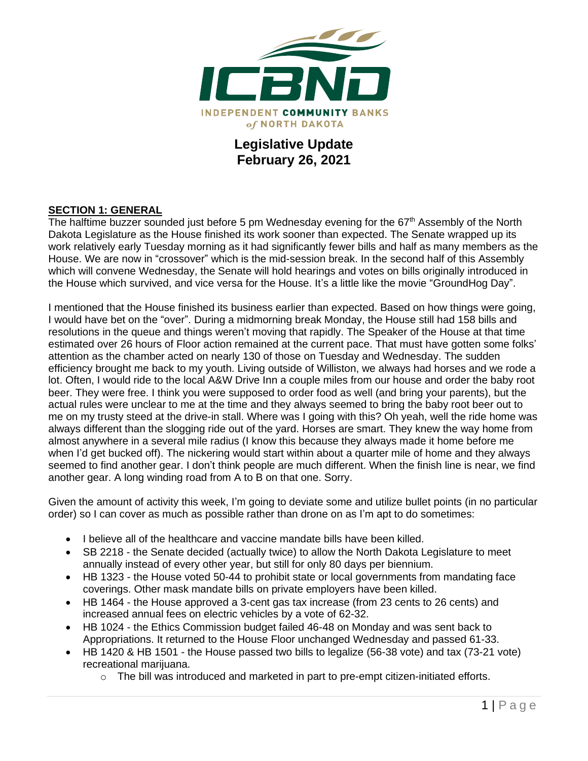ICBND

INDEPENDENT COMMUNITY BANKS of NORTH DAKOTA

# Legislative Update
## February 26, 2021

**SECTION 1: GENERAL**

The halftime buzzer sounded just before 5 pm Wednesday evening for the 67th Assembly of the North Dakota Legislature as the House finished its work sooner than expected. The Senate wrapped up its work relatively early Tuesday morning as it had significantly fewer bills and half as many members as the House. We are now in "crossover" which is the mid-session break. In the second half of this Assembly which will convene Wednesday, the Senate will hold hearings and votes on bills originally introduced in the House which survived, and vice versa for the House. It's a little like the movie "GroundHog Day".

I mentioned that the House finished its business earlier than expected. Based on how things were going, I would have bet on the "over". During a midmorning break Monday, the House still had 158 bills and resolutions in the queue and things weren't moving that rapidly. The Speaker of the House at that time estimated over 26 hours of Floor action remained at the current pace. That must have gotten some folks' attention as the chamber acted on nearly 130 of those on Tuesday and Wednesday. The sudden efficiency brought me back to my youth. Living outside of Williston, we always had horses and we rode a lot. Often, I would ride to the local A&W Drive Inn a couple miles from our house and order the baby root beer. They were free. I think you were supposed to order food as well (and bring your parents), but the actual rules were unclear to me at the time and they always seemed to bring the baby root beer out to me on my trusty steed at the drive-in stall. Where was I going with this? Oh yeah, well the ride home was always different than the slogging ride out of the yard. Horses are smart. They knew the way home from almost anywhere in a several mile radius (I know this because they always made it home before me when I'd get bucked off). The nickering would start within about a quarter mile of home and they always seemed to find another gear. I don't think people are much different. When the finish line is near, we find another gear. A long winding road from A to B on that one. Sorry.

Given the amount of activity this week, I'm going to deviate some and utilize bullet points (in no particular order) so I can cover as much as possible rather than drone on as I'm apt to do sometimes:

- I believe all of the healthcare and vaccine mandate bills have been killed.
- SB 2218 - the Senate decided (actually twice) to allow the North Dakota Legislature to meet annually instead of every other year, but still for only 80 days per biennium.
- HB 1323 - the House voted 50-44 to prohibit state or local governments from mandating face coverings. Other mask mandate bills on private employers have been killed.
- HB 1464 - the House approved a 3-cent gas tax increase (from 23 cents to 26 cents) and increased annual fees on electric vehicles by a vote of 62-32.
- HB 1024 - the Ethics Commission budget failed 46-48 on Monday and was sent back to Appropriations. It returned to the House Floor unchanged Wednesday and passed 61-33.
- HB 1420 & HB 1501 - the House passed two bills to legalize (56-38 vote) and tax (73-21 vote) recreational marijuana.
  - The bill was introduced and marketed in part to pre-empt citizen-initiated efforts.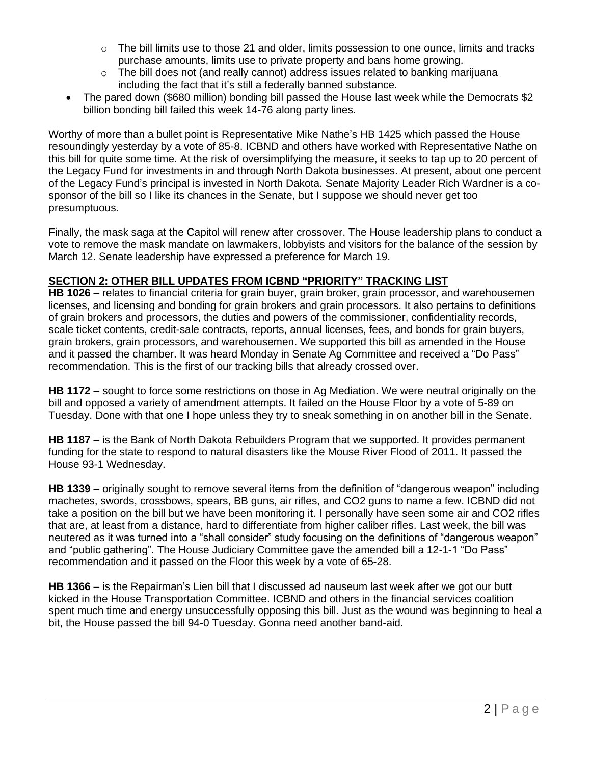- The bill limits use to those 21 and older, limits possession to one ounce, limits and tracks purchase amounts, limits use to private property and bans home growing.
  - The bill does not (and really cannot) address issues related to banking marijuana including the fact that it's still a federally banned substance.
- The pared down ($680 million) bonding bill passed the House last week while the Democrats $2 billion bonding bill failed this week 14-76 along party lines.

Worthy of more than a bullet point is Representative Mike Nathe's HB 1425 which passed the House resoundingly yesterday by a vote of 85-8. ICBND and others have worked with Representative Nathe on this bill for quite some time. At the risk of oversimplifying the measure, it seeks to tap up to 20 percent of the Legacy Fund for investments in and through North Dakota businesses. At present, about one percent of the Legacy Fund's principal is invested in North Dakota. Senate Majority Leader Rich Wardner is a co-sponsor of the bill so I like its chances in the Senate, but I suppose we should never get too presumptuous.

Finally, the mask saga at the Capitol will renew after crossover. The House leadership plans to conduct a vote to remove the mask mandate on lawmakers, lobbyists and visitors for the balance of the session by March 12. Senate leadership have expressed a preference for March 19.

## SECTION 2: OTHER BILL UPDATES FROM ICBND "PRIORITY" TRACKING LIST

**HB 1026** – relates to financial criteria for grain buyer, grain broker, grain processor, and warehousemen licenses, and licensing and bonding for grain brokers and grain processors. It also pertains to definitions of grain brokers and processors, the duties and powers of the commissioner, confidentiality records, scale ticket contents, credit-sale contracts, reports, annual licenses, fees, and bonds for grain buyers, grain brokers, grain processors, and warehousemen. We supported this bill as amended in the House and it passed the chamber. It was heard Monday in Senate Ag Committee and received a "Do Pass" recommendation. This is the first of our tracking bills that already crossed over.

**HB 1172** – sought to force some restrictions on those in Ag Mediation. We were neutral originally on the bill and opposed a variety of amendment attempts. It failed on the House Floor by a vote of 5-89 on Tuesday. Done with that one I hope unless they try to sneak something in on another bill in the Senate.

**HB 1187** – is the Bank of North Dakota Rebuilders Program that we supported. It provides permanent funding for the state to respond to natural disasters like the Mouse River Flood of 2011. It passed the House 93-1 Wednesday.

**HB 1339** – originally sought to remove several items from the definition of "dangerous weapon" including machetes, swords, crossbows, spears, BB guns, air rifles, and CO2 guns to name a few. ICBND did not take a position on the bill but we have been monitoring it. I personally have seen some air and CO2 rifles that are, at least from a distance, hard to differentiate from higher caliber rifles. Last week, the bill was neutered as it was turned into a "shall consider" study focusing on the definitions of "dangerous weapon" and "public gathering". The House Judiciary Committee gave the amended bill a 12-1-1 "Do Pass" recommendation and it passed on the Floor this week by a vote of 65-28.

**HB 1366** – is the Repairman's Lien bill that I discussed ad nauseum last week after we got our butt kicked in the House Transportation Committee. ICBND and others in the financial services coalition spent much time and energy unsuccessfully opposing this bill. Just as the wound was beginning to heal a bit, the House passed the bill 94-0 Tuesday. Gonna need another band-aid.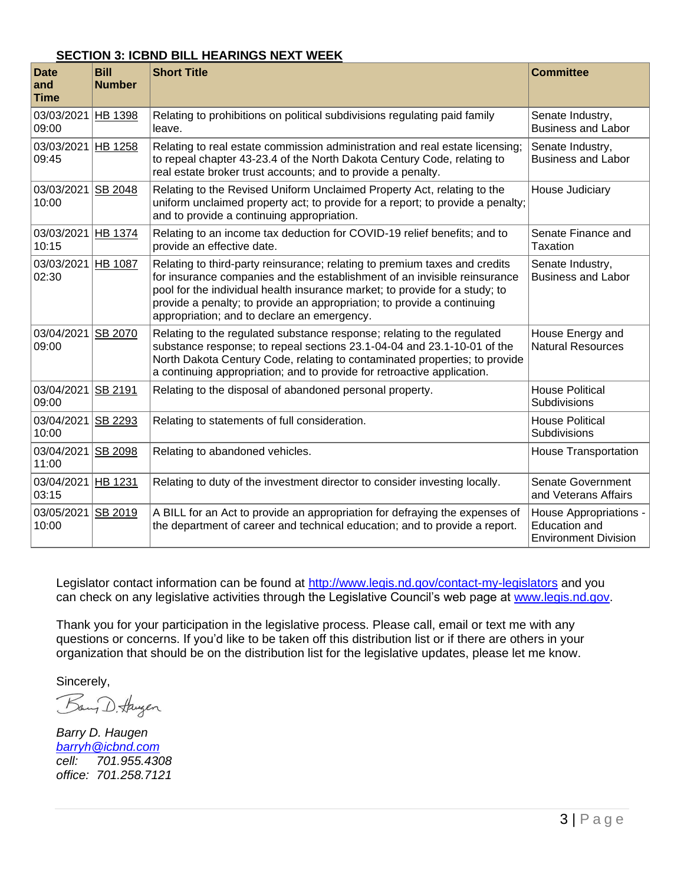## SECTION 3: ICBND BILL HEARINGS NEXT WEEK

| Date and Time | Bill Number | Short Title | Committee |
|---|---|---|---|
| 03/03/2021 09:00 | HB 1398 | Relating to prohibitions on political subdivisions regulating paid family leave. | Senate Industry, Business and Labor |
| 03/03/2021 09:45 | HB 1258 | Relating to real estate commission administration and real estate licensing; to repeal chapter 43-23.4 of the North Dakota Century Code, relating to real estate broker trust accounts; and to provide a penalty. | Senate Industry, Business and Labor |
| 03/03/2021 10:00 | SB 2048 | Relating to the Revised Uniform Unclaimed Property Act, relating to the uniform unclaimed property act; to provide for a report; to provide a penalty; and to provide a continuing appropriation. | House Judiciary |
| 03/03/2021 10:15 | HB 1374 | Relating to an income tax deduction for COVID-19 relief benefits; and to provide an effective date. | Senate Finance and Taxation |
| 03/03/2021 02:30 | HB 1087 | Relating to third-party reinsurance; relating to premium taxes and credits for insurance companies and the establishment of an invisible reinsurance pool for the individual health insurance market; to provide for a study; to provide a penalty; to provide an appropriation; to provide a continuing appropriation; and to declare an emergency. | Senate Industry, Business and Labor |
| 03/04/2021 09:00 | SB 2070 | Relating to the regulated substance response; relating to the regulated substance response; to repeal sections 23.1-04-04 and 23.1-10-01 of the North Dakota Century Code, relating to contaminated properties; to provide a continuing appropriation; and to provide for retroactive application. | House Energy and Natural Resources |
| 03/04/2021 09:00 | SB 2191 | Relating to the disposal of abandoned personal property. | House Political Subdivisions |
| 03/04/2021 10:00 | SB 2293 | Relating to statements of full consideration. | House Political Subdivisions |
| 03/04/2021 11:00 | SB 2098 | Relating to abandoned vehicles. | House Transportation |
| 03/04/2021 03:15 | HB 1231 | Relating to duty of the investment director to consider investing locally. | Senate Government and Veterans Affairs |
| 03/05/2021 10:00 | SB 2019 | A BILL for an Act to provide an appropriation for defraying the expenses of the department of career and technical education; and to provide a report. | House Appropriations - Education and Environment Division |

Legislator contact information can be found at http://www.legis.nd.gov/contact-my-legislators and you can check on any legislative activities through the Legislative Council's web page at www.legis.nd.gov.

Thank you for your participation in the legislative process. Please call, email or text me with any questions or concerns. If you'd like to be taken off this distribution list or if there are others in your organization that should be on the distribution list for the legislative updates, please let me know.

Sincerely,

*Barry D. Haugen*
*barryh@icbnd.com*
*cell: 701.955.4308*
*office: 701.258.7121*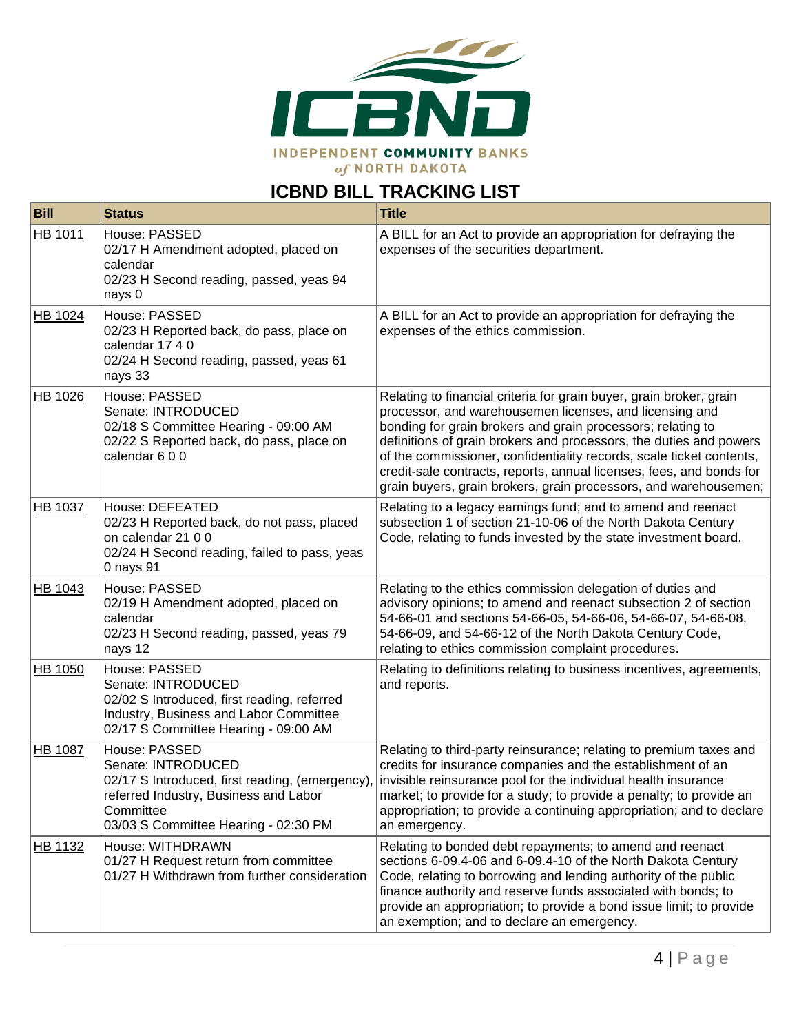# ICBND BILL TRACKING LIST

| Bill | Status | Title |
|---|---|---|
| HB 1011 | House: PASSED<br>02/17 H Amendment adopted, placed on calendar<br>02/23 H Second reading, passed, yeas 94 nays 0 | A BILL for an Act to provide an appropriation for defraying the expenses of the securities department. |
| HB 1024 | House: PASSED<br>02/23 H Reported back, do pass, place on calendar 17 4 0<br>02/24 H Second reading, passed, yeas 61 nays 33 | A BILL for an Act to provide an appropriation for defraying the expenses of the ethics commission. |
| HB 1026 | House: PASSED<br>Senate: INTRODUCED<br>02/18 S Committee Hearing - 09:00 AM<br>02/22 S Reported back, do pass, place on calendar 6 0 0 | Relating to financial criteria for grain buyer, grain broker, grain processor, and warehousemen licenses, and licensing and bonding for grain brokers and grain processors; relating to definitions of grain brokers and processors, the duties and powers of the commissioner, confidentiality records, scale ticket contents, credit-sale contracts, reports, annual licenses, fees, and bonds for grain buyers, grain brokers, grain processors, and warehousemen; |
| HB 1037 | House: DEFEATED<br>02/23 H Reported back, do not pass, placed on calendar 21 0 0<br>02/24 H Second reading, failed to pass, yeas 0 nays 91 | Relating to a legacy earnings fund; and to amend and reenact subsection 1 of section 21-10-06 of the North Dakota Century Code, relating to funds invested by the state investment board. |
| HB 1043 | House: PASSED<br>02/19 H Amendment adopted, placed on calendar<br>02/23 H Second reading, passed, yeas 79 nays 12 | Relating to the ethics commission delegation of duties and advisory opinions; to amend and reenact subsection 2 of section 54-66-01 and sections 54-66-05, 54-66-06, 54-66-07, 54-66-08, 54-66-09, and 54-66-12 of the North Dakota Century Code, relating to ethics commission complaint procedures. |
| HB 1050 | House: PASSED<br>Senate: INTRODUCED<br>02/02 S Introduced, first reading, referred Industry, Business and Labor Committee<br>02/17 S Committee Hearing - 09:00 AM | Relating to definitions relating to business incentives, agreements, and reports. |
| HB 1087 | House: PASSED<br>Senate: INTRODUCED<br>02/17 S Introduced, first reading, (emergency), referred Industry, Business and Labor Committee<br>03/03 S Committee Hearing - 02:30 PM | Relating to third-party reinsurance; relating to premium taxes and credits for insurance companies and the establishment of an invisible reinsurance pool for the individual health insurance market; to provide for a study; to provide a penalty; to provide an appropriation; to provide a continuing appropriation; and to declare an emergency. |
| HB 1132 | House: WITHDRAWN<br>01/27 H Request return from committee<br>01/27 H Withdrawn from further consideration | Relating to bonded debt repayments; to amend and reenact sections 6-09.4-06 and 6-09.4-10 of the North Dakota Century Code, relating to borrowing and lending authority of the public finance authority and reserve funds associated with bonds; to provide an appropriation; to provide a bond issue limit; to provide an exemption; and to declare an emergency. |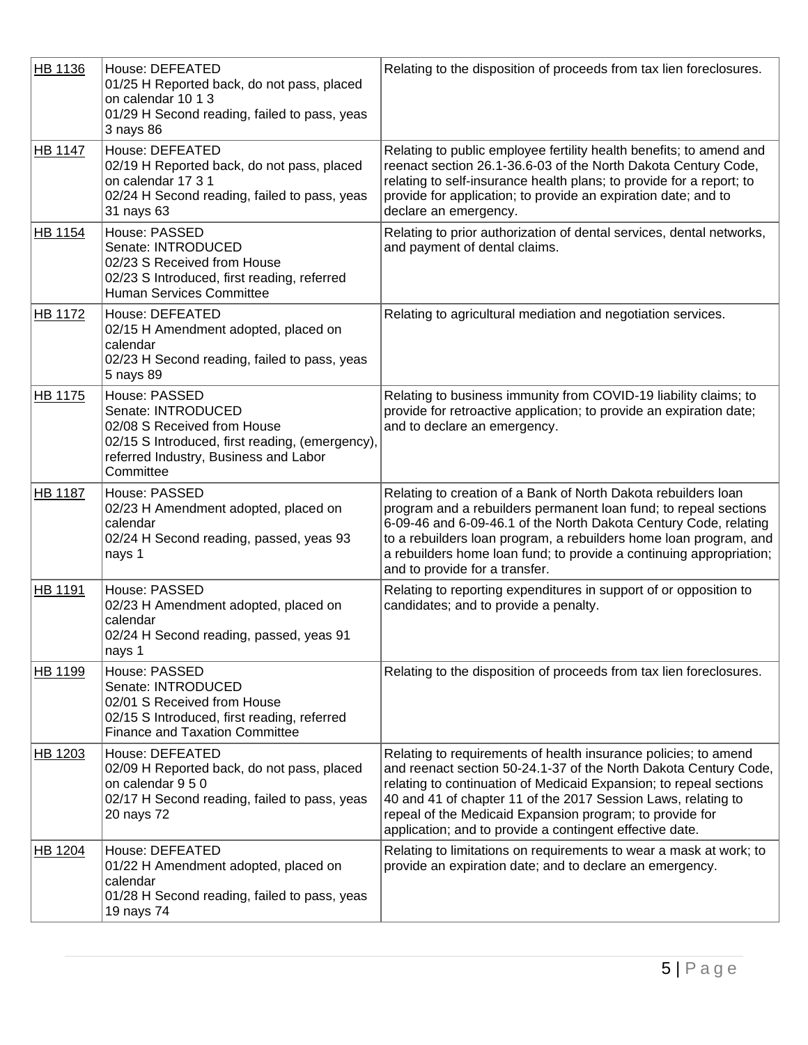| HB 1136 | House: DEFEATED<br>01/25 H Reported back, do not pass, placed on calendar 10 1 3<br>01/29 H Second reading, failed to pass, yeas 3 nays 86 | Relating to the disposition of proceeds from tax lien foreclosures. |
|---|---|---|
| HB 1147 | House: DEFEATED<br>02/19 H Reported back, do not pass, placed on calendar 17 3 1<br>02/24 H Second reading, failed to pass, yeas 31 nays 63 | Relating to public employee fertility health benefits; to amend and reenact section 26.1-36.6-03 of the North Dakota Century Code, relating to self-insurance health plans; to provide for a report; to provide for application; to provide an expiration date; and to declare an emergency. |
| HB 1154 | House: PASSED<br>Senate: INTRODUCED<br>02/23 S Received from House<br>02/23 S Introduced, first reading, referred Human Services Committee | Relating to prior authorization of dental services, dental networks, and payment of dental claims. |
| HB 1172 | House: DEFEATED<br>02/15 H Amendment adopted, placed on calendar<br>02/23 H Second reading, failed to pass, yeas 5 nays 89 | Relating to agricultural mediation and negotiation services. |
| HB 1175 | House: PASSED<br>Senate: INTRODUCED<br>02/08 S Received from House<br>02/15 S Introduced, first reading, (emergency), referred Industry, Business and Labor Committee | Relating to business immunity from COVID-19 liability claims; to provide for retroactive application; to provide an expiration date; and to declare an emergency. |
| HB 1187 | House: PASSED<br>02/23 H Amendment adopted, placed on calendar<br>02/24 H Second reading, passed, yeas 93 nays 1 | Relating to creation of a Bank of North Dakota rebuilders loan program and a rebuilders permanent loan fund; to repeal sections 6-09-46 and 6-09-46.1 of the North Dakota Century Code, relating to a rebuilders loan program, a rebuilders home loan program, and a rebuilders home loan fund; to provide a continuing appropriation; and to provide for a transfer. |
| HB 1191 | House: PASSED<br>02/23 H Amendment adopted, placed on calendar<br>02/24 H Second reading, passed, yeas 91 nays 1 | Relating to reporting expenditures in support of or opposition to candidates; and to provide a penalty. |
| HB 1199 | House: PASSED<br>Senate: INTRODUCED<br>02/01 S Received from House<br>02/15 S Introduced, first reading, referred Finance and Taxation Committee | Relating to the disposition of proceeds from tax lien foreclosures. |
| HB 1203 | House: DEFEATED<br>02/09 H Reported back, do not pass, placed on calendar 9 5 0<br>02/17 H Second reading, failed to pass, yeas 20 nays 72 | Relating to requirements of health insurance policies; to amend and reenact section 50-24.1-37 of the North Dakota Century Code, relating to continuation of Medicaid Expansion; to repeal sections 40 and 41 of chapter 11 of the 2017 Session Laws, relating to repeal of the Medicaid Expansion program; to provide for application; and to provide a contingent effective date. |
| HB 1204 | House: DEFEATED<br>01/22 H Amendment adopted, placed on calendar<br>01/28 H Second reading, failed to pass, yeas 19 nays 74 | Relating to limitations on requirements to wear a mask at work; to provide an expiration date; and to declare an emergency. |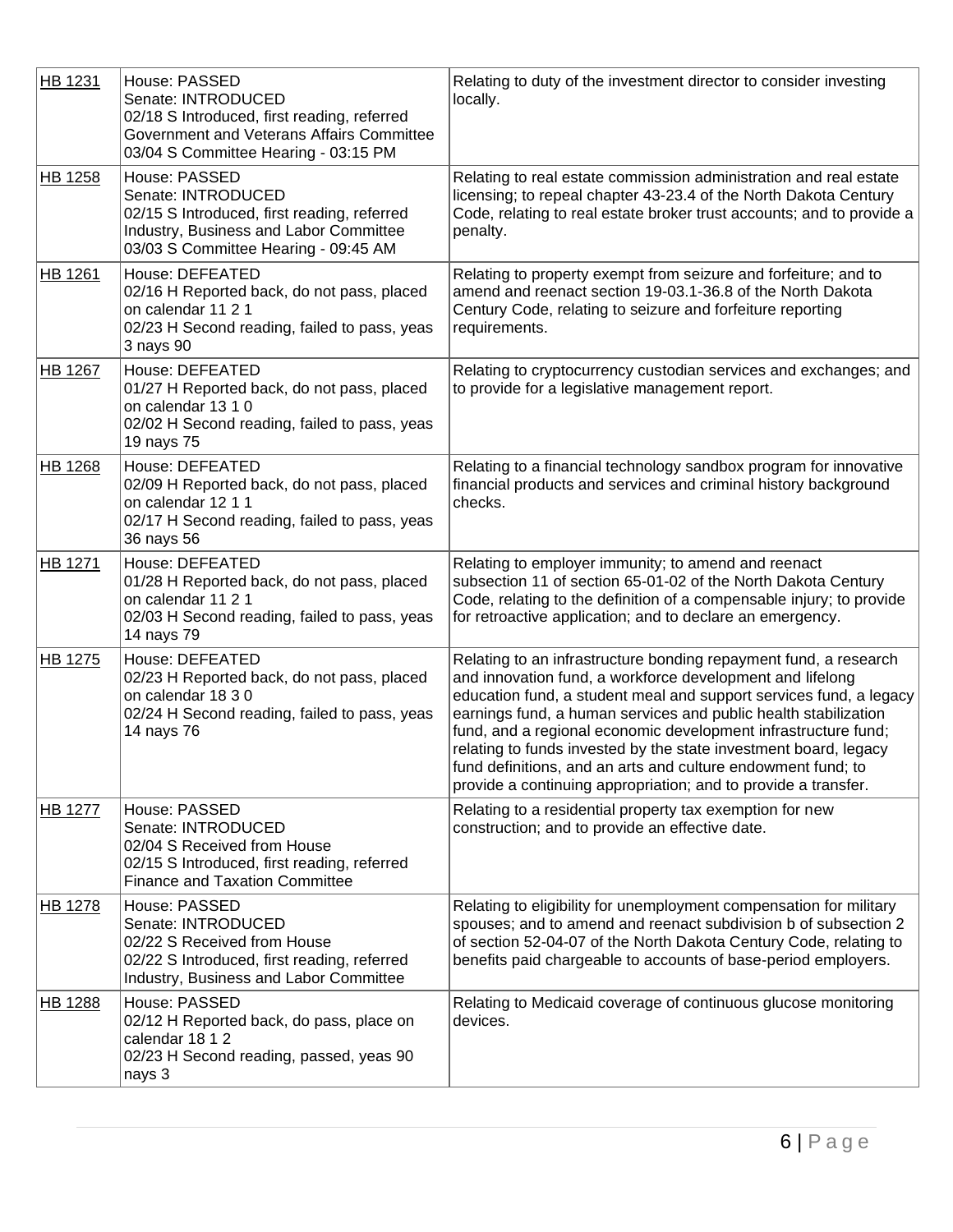| | | |
|---|---|---|
| HB 1231 | House: PASSED<br>Senate: INTRODUCED<br>02/18 S Introduced, first reading, referred Government and Veterans Affairs Committee<br>03/04 S Committee Hearing - 03:15 PM | Relating to duty of the investment director to consider investing locally. |
| HB 1258 | House: PASSED<br>Senate: INTRODUCED<br>02/15 S Introduced, first reading, referred Industry, Business and Labor Committee<br>03/03 S Committee Hearing - 09:45 AM | Relating to real estate commission administration and real estate licensing; to repeal chapter 43-23.4 of the North Dakota Century Code, relating to real estate broker trust accounts; and to provide a penalty. |
| HB 1261 | House: DEFEATED<br>02/16 H Reported back, do not pass, placed on calendar 11 2 1<br>02/23 H Second reading, failed to pass, yeas 3 nays 90 | Relating to property exempt from seizure and forfeiture; and to amend and reenact section 19-03.1-36.8 of the North Dakota Century Code, relating to seizure and forfeiture reporting requirements. |
| HB 1267 | House: DEFEATED<br>01/27 H Reported back, do not pass, placed on calendar 13 1 0<br>02/02 H Second reading, failed to pass, yeas 19 nays 75 | Relating to cryptocurrency custodian services and exchanges; and to provide for a legislative management report. |
| HB 1268 | House: DEFEATED<br>02/09 H Reported back, do not pass, placed on calendar 12 1 1<br>02/17 H Second reading, failed to pass, yeas 36 nays 56 | Relating to a financial technology sandbox program for innovative financial products and services and criminal history background checks. |
| HB 1271 | House: DEFEATED<br>01/28 H Reported back, do not pass, placed on calendar 11 2 1<br>02/03 H Second reading, failed to pass, yeas 14 nays 79 | Relating to employer immunity; to amend and reenact subsection 11 of section 65-01-02 of the North Dakota Century Code, relating to the definition of a compensable injury; to provide for retroactive application; and to declare an emergency. |
| HB 1275 | House: DEFEATED<br>02/23 H Reported back, do not pass, placed on calendar 18 3 0<br>02/24 H Second reading, failed to pass, yeas 14 nays 76 | Relating to an infrastructure bonding repayment fund, a research and innovation fund, a workforce development and lifelong education fund, a student meal and support services fund, a legacy earnings fund, a human services and public health stabilization fund, and a regional economic development infrastructure fund; relating to funds invested by the state investment board, legacy fund definitions, and an arts and culture endowment fund; to provide a continuing appropriation; and to provide a transfer. |
| HB 1277 | House: PASSED<br>Senate: INTRODUCED<br>02/04 S Received from House<br>02/15 S Introduced, first reading, referred Finance and Taxation Committee | Relating to a residential property tax exemption for new construction; and to provide an effective date. |
| HB 1278 | House: PASSED<br>Senate: INTRODUCED<br>02/22 S Received from House<br>02/22 S Introduced, first reading, referred Industry, Business and Labor Committee | Relating to eligibility for unemployment compensation for military spouses; and to amend and reenact subdivision b of subsection 2 of section 52-04-07 of the North Dakota Century Code, relating to benefits paid chargeable to accounts of base-period employers. |
| HB 1288 | House: PASSED<br>02/12 H Reported back, do pass, place on calendar 18 1 2<br>02/23 H Second reading, passed, yeas 90 nays 3 | Relating to Medicaid coverage of continuous glucose monitoring devices. |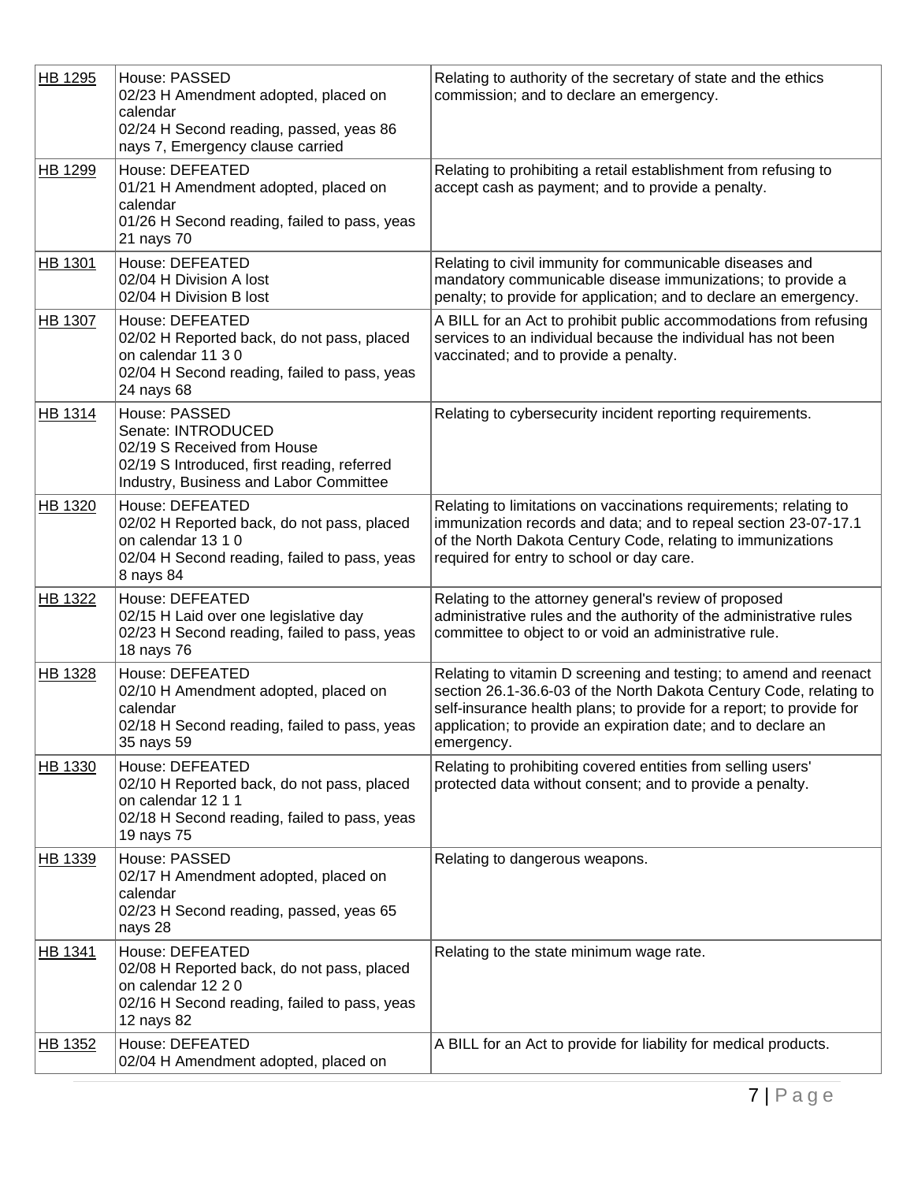| | | |
|---|---|---|
| HB 1295 | House: PASSED<br>02/23 H Amendment adopted, placed on calendar<br>02/24 H Second reading, passed, yeas 86 nays 7, Emergency clause carried | Relating to authority of the secretary of state and the ethics commission; and to declare an emergency. |
| HB 1299 | House: DEFEATED<br>01/21 H Amendment adopted, placed on calendar<br>01/26 H Second reading, failed to pass, yeas 21 nays 70 | Relating to prohibiting a retail establishment from refusing to accept cash as payment; and to provide a penalty. |
| HB 1301 | House: DEFEATED<br>02/04 H Division A lost<br>02/04 H Division B lost | Relating to civil immunity for communicable diseases and mandatory communicable disease immunizations; to provide a penalty; to provide for application; and to declare an emergency. |
| HB 1307 | House: DEFEATED<br>02/02 H Reported back, do not pass, placed on calendar 11 3 0<br>02/04 H Second reading, failed to pass, yeas 24 nays 68 | A BILL for an Act to prohibit public accommodations from refusing services to an individual because the individual has not been vaccinated; and to provide a penalty. |
| HB 1314 | House: PASSED<br>Senate: INTRODUCED<br>02/19 S Received from House<br>02/19 S Introduced, first reading, referred Industry, Business and Labor Committee | Relating to cybersecurity incident reporting requirements. |
| HB 1320 | House: DEFEATED<br>02/02 H Reported back, do not pass, placed on calendar 13 1 0<br>02/04 H Second reading, failed to pass, yeas 8 nays 84 | Relating to limitations on vaccinations requirements; relating to immunization records and data; and to repeal section 23-07-17.1 of the North Dakota Century Code, relating to immunizations required for entry to school or day care. |
| HB 1322 | House: DEFEATED<br>02/15 H Laid over one legislative day<br>02/23 H Second reading, failed to pass, yeas 18 nays 76 | Relating to the attorney general's review of proposed administrative rules and the authority of the administrative rules committee to object to or void an administrative rule. |
| HB 1328 | House: DEFEATED<br>02/10 H Amendment adopted, placed on calendar<br>02/18 H Second reading, failed to pass, yeas 35 nays 59 | Relating to vitamin D screening and testing; to amend and reenact section 26.1-36.6-03 of the North Dakota Century Code, relating to self-insurance health plans; to provide for a report; to provide for application; to provide an expiration date; and to declare an emergency. |
| HB 1330 | House: DEFEATED<br>02/10 H Reported back, do not pass, placed on calendar 12 1 1<br>02/18 H Second reading, failed to pass, yeas 19 nays 75 | Relating to prohibiting covered entities from selling users' protected data without consent; and to provide a penalty. |
| HB 1339 | House: PASSED<br>02/17 H Amendment adopted, placed on calendar<br>02/23 H Second reading, passed, yeas 65 nays 28 | Relating to dangerous weapons. |
| HB 1341 | House: DEFEATED<br>02/08 H Reported back, do not pass, placed on calendar 12 2 0<br>02/16 H Second reading, failed to pass, yeas 12 nays 82 | Relating to the state minimum wage rate. |
| HB 1352 | House: DEFEATED<br>02/04 H Amendment adopted, placed on | A BILL for an Act to provide for liability for medical products. |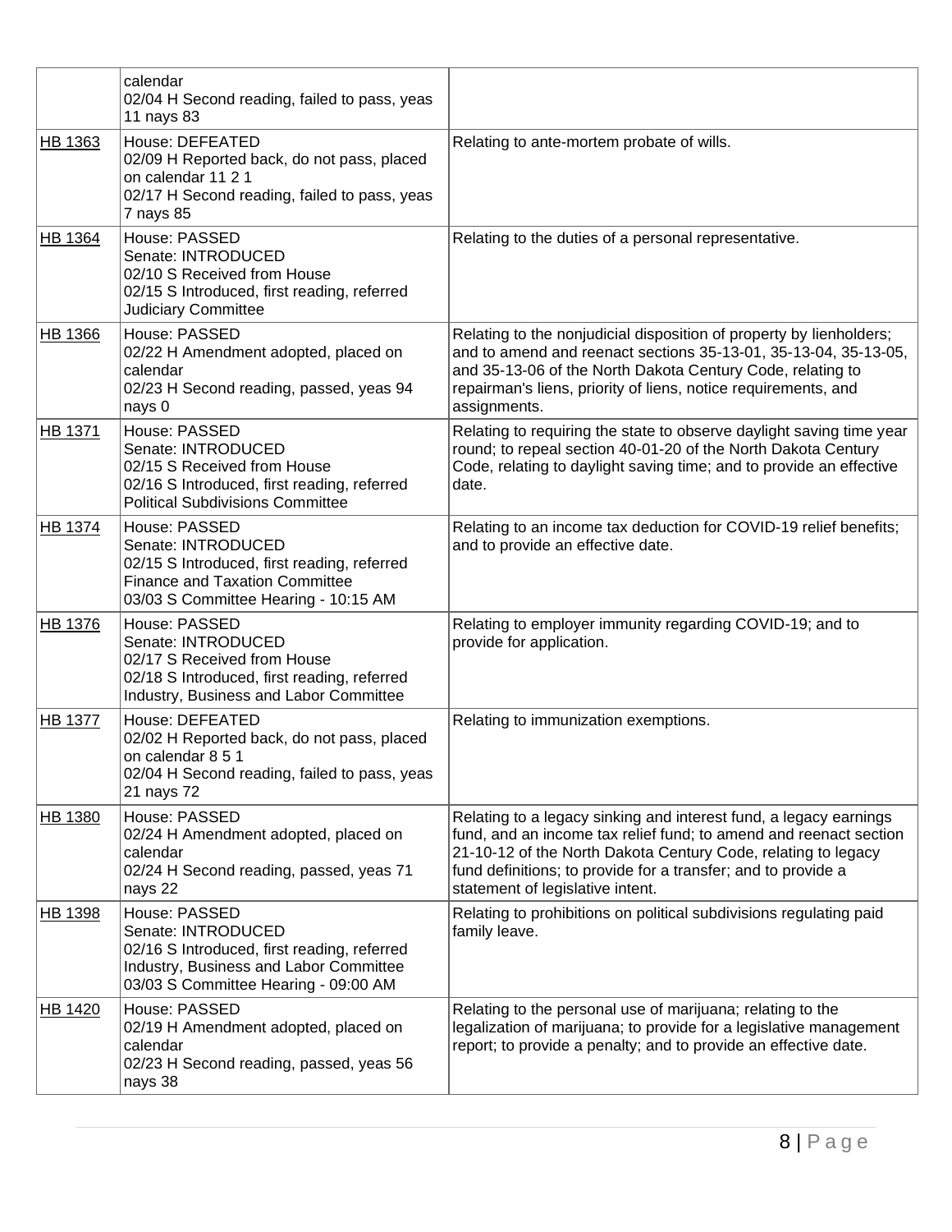| | | |
|---|---|---|
| | calendar<br>02/04 H Second reading, failed to pass, yeas 11 nays 83 | |
| HB 1363 | House: DEFEATED<br>02/09 H Reported back, do not pass, placed on calendar 11 2 1<br>02/17 H Second reading, failed to pass, yeas 7 nays 85 | Relating to ante-mortem probate of wills. |
| HB 1364 | House: PASSED<br>Senate: INTRODUCED<br>02/10 S Received from House<br>02/15 S Introduced, first reading, referred Judiciary Committee | Relating to the duties of a personal representative. |
| HB 1366 | House: PASSED<br>02/22 H Amendment adopted, placed on calendar<br>02/23 H Second reading, passed, yeas 94 nays 0 | Relating to the nonjudicial disposition of property by lienholders; and to amend and reenact sections 35-13-01, 35-13-04, 35-13-05, and 35-13-06 of the North Dakota Century Code, relating to repairman's liens, priority of liens, notice requirements, and assignments. |
| HB 1371 | House: PASSED<br>Senate: INTRODUCED<br>02/15 S Received from House<br>02/16 S Introduced, first reading, referred Political Subdivisions Committee | Relating to requiring the state to observe daylight saving time year round; to repeal section 40-01-20 of the North Dakota Century Code, relating to daylight saving time; and to provide an effective date. |
| HB 1374 | House: PASSED<br>Senate: INTRODUCED<br>02/15 S Introduced, first reading, referred Finance and Taxation Committee<br>03/03 S Committee Hearing - 10:15 AM | Relating to an income tax deduction for COVID-19 relief benefits; and to provide an effective date. |
| HB 1376 | House: PASSED<br>Senate: INTRODUCED<br>02/17 S Received from House<br>02/18 S Introduced, first reading, referred Industry, Business and Labor Committee | Relating to employer immunity regarding COVID-19; and to provide for application. |
| HB 1377 | House: DEFEATED<br>02/02 H Reported back, do not pass, placed on calendar 8 5 1<br>02/04 H Second reading, failed to pass, yeas 21 nays 72 | Relating to immunization exemptions. |
| HB 1380 | House: PASSED<br>02/24 H Amendment adopted, placed on calendar<br>02/24 H Second reading, passed, yeas 71 nays 22 | Relating to a legacy sinking and interest fund, a legacy earnings fund, and an income tax relief fund; to amend and reenact section 21-10-12 of the North Dakota Century Code, relating to legacy fund definitions; to provide for a transfer; and to provide a statement of legislative intent. |
| HB 1398 | House: PASSED<br>Senate: INTRODUCED<br>02/16 S Introduced, first reading, referred Industry, Business and Labor Committee<br>03/03 S Committee Hearing - 09:00 AM | Relating to prohibitions on political subdivisions regulating paid family leave. |
| HB 1420 | House: PASSED<br>02/19 H Amendment adopted, placed on calendar<br>02/23 H Second reading, passed, yeas 56 nays 38 | Relating to the personal use of marijuana; relating to the legalization of marijuana; to provide for a legislative management report; to provide a penalty; and to provide an effective date. |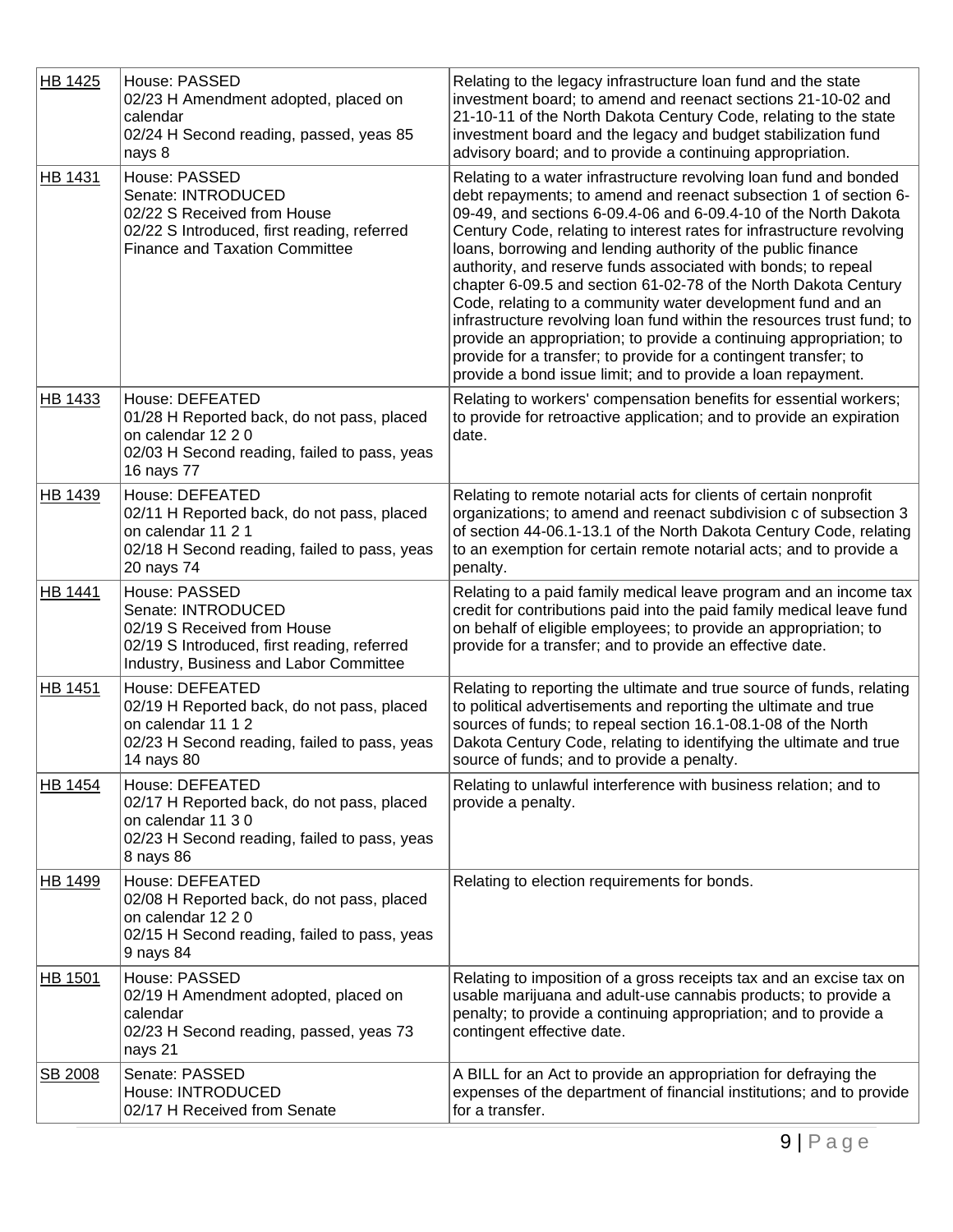| | | |
|---|---|---|
| HB 1425 | House: PASSED<br>02/23 H Amendment adopted, placed on calendar<br>02/24 H Second reading, passed, yeas 85 nays 8 | Relating to the legacy infrastructure loan fund and the state investment board; to amend and reenact sections 21-10-02 and 21-10-11 of the North Dakota Century Code, relating to the state investment board and the legacy and budget stabilization fund advisory board; and to provide a continuing appropriation. |
| HB 1431 | House: PASSED<br>Senate: INTRODUCED<br>02/22 S Received from House<br>02/22 S Introduced, first reading, referred Finance and Taxation Committee | Relating to a water infrastructure revolving loan fund and bonded debt repayments; to amend and reenact subsection 1 of section 6-09-49, and sections 6-09.4-06 and 6-09.4-10 of the North Dakota Century Code, relating to interest rates for infrastructure revolving loans, borrowing and lending authority of the public finance authority, and reserve funds associated with bonds; to repeal chapter 6-09.5 and section 61-02-78 of the North Dakota Century Code, relating to a community water development fund and an infrastructure revolving loan fund within the resources trust fund; to provide an appropriation; to provide a continuing appropriation; to provide for a transfer; to provide for a contingent transfer; to provide a bond issue limit; and to provide a loan repayment. |
| HB 1433 | House: DEFEATED<br>01/28 H Reported back, do not pass, placed on calendar 12 2 0<br>02/03 H Second reading, failed to pass, yeas 16 nays 77 | Relating to workers' compensation benefits for essential workers; to provide for retroactive application; and to provide an expiration date. |
| HB 1439 | House: DEFEATED<br>02/11 H Reported back, do not pass, placed on calendar 11 2 1<br>02/18 H Second reading, failed to pass, yeas 20 nays 74 | Relating to remote notarial acts for clients of certain nonprofit organizations; to amend and reenact subdivision c of subsection 3 of section 44-06.1-13.1 of the North Dakota Century Code, relating to an exemption for certain remote notarial acts; and to provide a penalty. |
| HB 1441 | House: PASSED<br>Senate: INTRODUCED<br>02/19 S Received from House<br>02/19 S Introduced, first reading, referred Industry, Business and Labor Committee | Relating to a paid family medical leave program and an income tax credit for contributions paid into the paid family medical leave fund on behalf of eligible employees; to provide an appropriation; to provide for a transfer; and to provide an effective date. |
| HB 1451 | House: DEFEATED<br>02/19 H Reported back, do not pass, placed on calendar 11 1 2<br>02/23 H Second reading, failed to pass, yeas 14 nays 80 | Relating to reporting the ultimate and true source of funds, relating to political advertisements and reporting the ultimate and true sources of funds; to repeal section 16.1-08.1-08 of the North Dakota Century Code, relating to identifying the ultimate and true source of funds; and to provide a penalty. |
| HB 1454 | House: DEFEATED<br>02/17 H Reported back, do not pass, placed on calendar 11 3 0<br>02/23 H Second reading, failed to pass, yeas 8 nays 86 | Relating to unlawful interference with business relation; and to provide a penalty. |
| HB 1499 | House: DEFEATED<br>02/08 H Reported back, do not pass, placed on calendar 12 2 0<br>02/15 H Second reading, failed to pass, yeas 9 nays 84 | Relating to election requirements for bonds. |
| HB 1501 | House: PASSED<br>02/19 H Amendment adopted, placed on calendar<br>02/23 H Second reading, passed, yeas 73 nays 21 | Relating to imposition of a gross receipts tax and an excise tax on usable marijuana and adult-use cannabis products; to provide a penalty; to provide a continuing appropriation; and to provide a contingent effective date. |
| SB 2008 | Senate: PASSED<br>House: INTRODUCED<br>02/17 H Received from Senate | A BILL for an Act to provide an appropriation for defraying the expenses of the department of financial institutions; and to provide for a transfer. |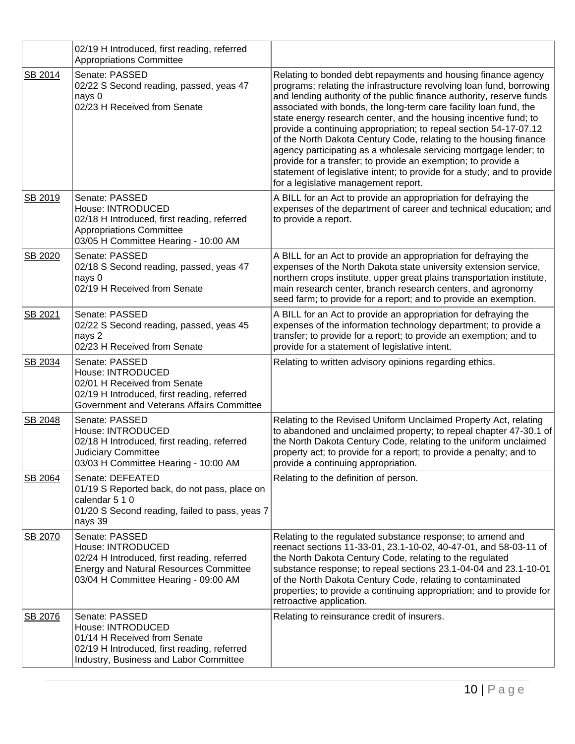| | | |
|---|---|---|
| | 02/19 H Introduced, first reading, referred Appropriations Committee | |
| SB 2014 | Senate: PASSED<br>02/22 S Second reading, passed, yeas 47 nays 0<br>02/23 H Received from Senate | Relating to bonded debt repayments and housing finance agency programs; relating the infrastructure revolving loan fund, borrowing and lending authority of the public finance authority, reserve funds associated with bonds, the long-term care facility loan fund, the state energy research center, and the housing incentive fund; to provide a continuing appropriation; to repeal section 54-17-07.12 of the North Dakota Century Code, relating to the housing finance agency participating as a wholesale servicing mortgage lender; to provide for a transfer; to provide an exemption; to provide a statement of legislative intent; to provide for a study; and to provide for a legislative management report. |
| SB 2019 | Senate: PASSED<br>House: INTRODUCED<br>02/18 H Introduced, first reading, referred Appropriations Committee<br>03/05 H Committee Hearing - 10:00 AM | A BILL for an Act to provide an appropriation for defraying the expenses of the department of career and technical education; and to provide a report. |
| SB 2020 | Senate: PASSED<br>02/18 S Second reading, passed, yeas 47 nays 0<br>02/19 H Received from Senate | A BILL for an Act to provide an appropriation for defraying the expenses of the North Dakota state university extension service, northern crops institute, upper great plains transportation institute, main research center, branch research centers, and agronomy seed farm; to provide for a report; and to provide an exemption. |
| SB 2021 | Senate: PASSED<br>02/22 S Second reading, passed, yeas 45 nays 2<br>02/23 H Received from Senate | A BILL for an Act to provide an appropriation for defraying the expenses of the information technology department; to provide a transfer; to provide for a report; to provide an exemption; and to provide for a statement of legislative intent. |
| SB 2034 | Senate: PASSED<br>House: INTRODUCED<br>02/01 H Received from Senate<br>02/19 H Introduced, first reading, referred Government and Veterans Affairs Committee | Relating to written advisory opinions regarding ethics. |
| SB 2048 | Senate: PASSED<br>House: INTRODUCED<br>02/18 H Introduced, first reading, referred Judiciary Committee<br>03/03 H Committee Hearing - 10:00 AM | Relating to the Revised Uniform Unclaimed Property Act, relating to abandoned and unclaimed property; to repeal chapter 47-30.1 of the North Dakota Century Code, relating to the uniform unclaimed property act; to provide for a report; to provide a penalty; and to provide a continuing appropriation. |
| SB 2064 | Senate: DEFEATED<br>01/19 S Reported back, do not pass, place on calendar 5 1 0<br>01/20 S Second reading, failed to pass, yeas 7 nays 39 | Relating to the definition of person. |
| SB 2070 | Senate: PASSED<br>House: INTRODUCED<br>02/24 H Introduced, first reading, referred Energy and Natural Resources Committee<br>03/04 H Committee Hearing - 09:00 AM | Relating to the regulated substance response; to amend and reenact sections 11-33-01, 23.1-10-02, 40-47-01, and 58-03-11 of the North Dakota Century Code, relating to the regulated substance response; to repeal sections 23.1-04-04 and 23.1-10-01 of the North Dakota Century Code, relating to contaminated properties; to provide a continuing appropriation; and to provide for retroactive application. |
| SB 2076 | Senate: PASSED<br>House: INTRODUCED<br>01/14 H Received from Senate<br>02/19 H Introduced, first reading, referred Industry, Business and Labor Committee | Relating to reinsurance credit of insurers. |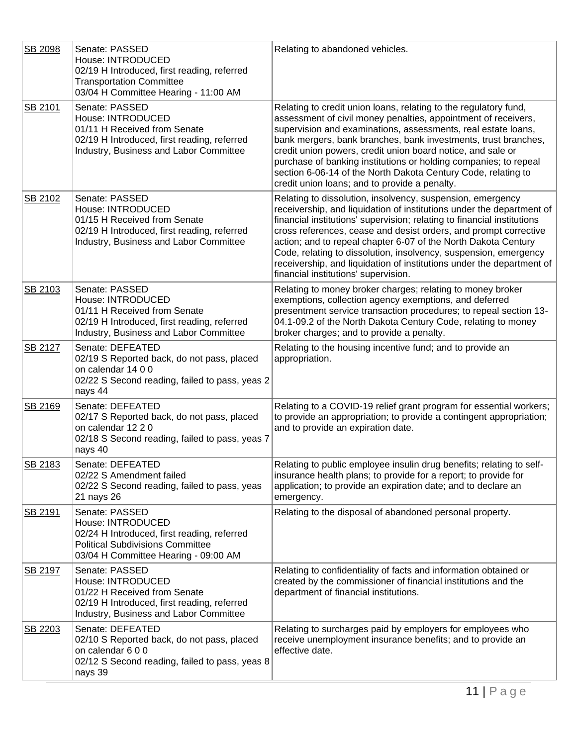| | | |
|---|---|---|
| SB 2098 | Senate: PASSED<br>House: INTRODUCED<br>02/19 H Introduced, first reading, referred Transportation Committee<br>03/04 H Committee Hearing - 11:00 AM | Relating to abandoned vehicles. |
| SB 2101 | Senate: PASSED<br>House: INTRODUCED<br>01/11 H Received from Senate<br>02/19 H Introduced, first reading, referred Industry, Business and Labor Committee | Relating to credit union loans, relating to the regulatory fund, assessment of civil money penalties, appointment of receivers, supervision and examinations, assessments, real estate loans, bank mergers, bank branches, bank investments, trust branches, credit union powers, credit union board notice, and sale or purchase of banking institutions or holding companies; to repeal section 6-06-14 of the North Dakota Century Code, relating to credit union loans; and to provide a penalty. |
| SB 2102 | Senate: PASSED<br>House: INTRODUCED<br>01/15 H Received from Senate<br>02/19 H Introduced, first reading, referred Industry, Business and Labor Committee | Relating to dissolution, insolvency, suspension, emergency receivership, and liquidation of institutions under the department of financial institutions' supervision; relating to financial institutions cross references, cease and desist orders, and prompt corrective action; and to repeal chapter 6-07 of the North Dakota Century Code, relating to dissolution, insolvency, suspension, emergency receivership, and liquidation of institutions under the department of financial institutions' supervision. |
| SB 2103 | Senate: PASSED<br>House: INTRODUCED<br>01/11 H Received from Senate<br>02/19 H Introduced, first reading, referred Industry, Business and Labor Committee | Relating to money broker charges; relating to money broker exemptions, collection agency exemptions, and deferred presentment service transaction procedures; to repeal section 13-04.1-09.2 of the North Dakota Century Code, relating to money broker charges; and to provide a penalty. |
| SB 2127 | Senate: DEFEATED<br>02/19 S Reported back, do not pass, placed on calendar 14 0 0<br>02/22 S Second reading, failed to pass, yeas 2 nays 44 | Relating to the housing incentive fund; and to provide an appropriation. |
| SB 2169 | Senate: DEFEATED<br>02/17 S Reported back, do not pass, placed on calendar 12 2 0<br>02/18 S Second reading, failed to pass, yeas 7 nays 40 | Relating to a COVID-19 relief grant program for essential workers; to provide an appropriation; to provide a contingent appropriation; and to provide an expiration date. |
| SB 2183 | Senate: DEFEATED<br>02/22 S Amendment failed<br>02/22 S Second reading, failed to pass, yeas 21 nays 26 | Relating to public employee insulin drug benefits; relating to self-insurance health plans; to provide for a report; to provide for application; to provide an expiration date; and to declare an emergency. |
| SB 2191 | Senate: PASSED<br>House: INTRODUCED<br>02/24 H Introduced, first reading, referred Political Subdivisions Committee<br>03/04 H Committee Hearing - 09:00 AM | Relating to the disposal of abandoned personal property. |
| SB 2197 | Senate: PASSED<br>House: INTRODUCED<br>01/22 H Received from Senate<br>02/19 H Introduced, first reading, referred Industry, Business and Labor Committee | Relating to confidentiality of facts and information obtained or created by the commissioner of financial institutions and the department of financial institutions. |
| SB 2203 | Senate: DEFEATED<br>02/10 S Reported back, do not pass, placed on calendar 6 0 0<br>02/12 S Second reading, failed to pass, yeas 8 nays 39 | Relating to surcharges paid by employers for employees who receive unemployment insurance benefits; and to provide an effective date. |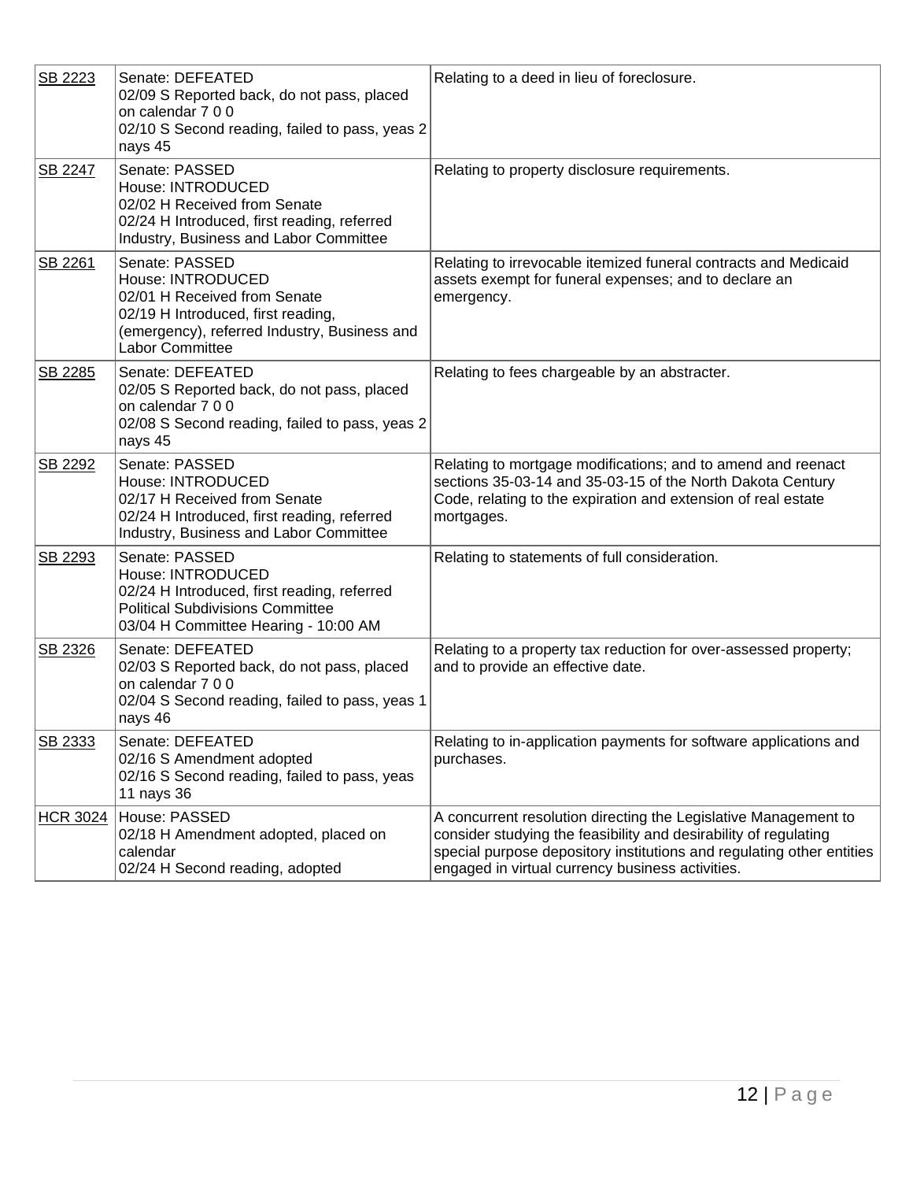| | | |
|---|---|---|
| SB 2223 | Senate: DEFEATED<br>02/09 S Reported back, do not pass, placed on calendar 7 0 0<br>02/10 S Second reading, failed to pass, yeas 2 nays 45 | Relating to a deed in lieu of foreclosure. |
| SB 2247 | Senate: PASSED<br>House: INTRODUCED<br>02/02 H Received from Senate<br>02/24 H Introduced, first reading, referred Industry, Business and Labor Committee | Relating to property disclosure requirements. |
| SB 2261 | Senate: PASSED<br>House: INTRODUCED<br>02/01 H Received from Senate<br>02/19 H Introduced, first reading, (emergency), referred Industry, Business and Labor Committee | Relating to irrevocable itemized funeral contracts and Medicaid assets exempt for funeral expenses; and to declare an emergency. |
| SB 2285 | Senate: DEFEATED<br>02/05 S Reported back, do not pass, placed on calendar 7 0 0<br>02/08 S Second reading, failed to pass, yeas 2 nays 45 | Relating to fees chargeable by an abstracter. |
| SB 2292 | Senate: PASSED<br>House: INTRODUCED<br>02/17 H Received from Senate<br>02/24 H Introduced, first reading, referred Industry, Business and Labor Committee | Relating to mortgage modifications; and to amend and reenact sections 35-03-14 and 35-03-15 of the North Dakota Century Code, relating to the expiration and extension of real estate mortgages. |
| SB 2293 | Senate: PASSED<br>House: INTRODUCED<br>02/24 H Introduced, first reading, referred Political Subdivisions Committee<br>03/04 H Committee Hearing - 10:00 AM | Relating to statements of full consideration. |
| SB 2326 | Senate: DEFEATED<br>02/03 S Reported back, do not pass, placed on calendar 7 0 0<br>02/04 S Second reading, failed to pass, yeas 1 nays 46 | Relating to a property tax reduction for over-assessed property; and to provide an effective date. |
| SB 2333 | Senate: DEFEATED<br>02/16 S Amendment adopted<br>02/16 S Second reading, failed to pass, yeas 11 nays 36 | Relating to in-application payments for software applications and purchases. |
| HCR 3024 | House: PASSED<br>02/18 H Amendment adopted, placed on calendar<br>02/24 H Second reading, adopted | A concurrent resolution directing the Legislative Management to consider studying the feasibility and desirability of regulating special purpose depository institutions and regulating other entities engaged in virtual currency business activities. |